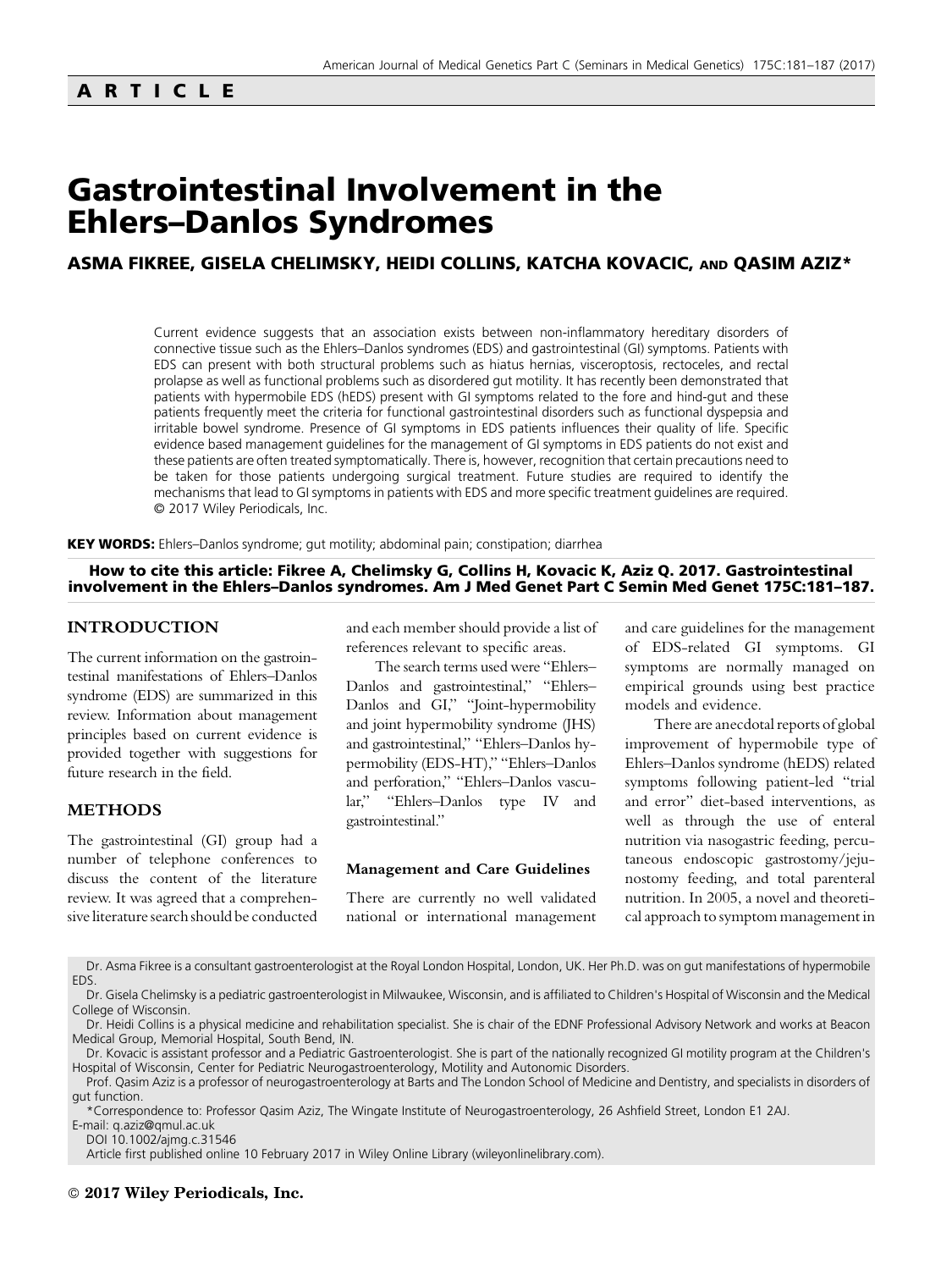ARTICLE

# Gastrointestinal Involvement in the Ehlers–Danlos Syndromes

**ASMA FIKREE, GISELA CHELIMSKY, HEIDI COLLINS, KATCHA KOVACIC, AND QASIM AZIZ***

Current evidence suggests that an association exists between non-inflammatory hereditary disorders of connective tissue such as the Ehlers–Danlos syndromes (EDS) and gastrointestinal (GI) symptoms. Patients with EDS can present with both structural problems such as hiatus hernias, visceroptosis, rectoceles, and rectal prolapse as well as functional problems such as disordered gut motility. It has recently been demonstrated that patients with hypermobile EDS (hEDS) present with GI symptoms related to the fore and hind-gut and these patients frequently meet the criteria for functional gastrointestinal disorders such as functional dyspepsia and irritable bowel syndrome. Presence of GI symptoms in EDS patients influences their quality of life. Specific evidence based management guidelines for the management of GI symptoms in EDS patients do not exist and these patients are often treated symptomatically. There is, however, recognition that certain precautions need to be taken for those patients undergoing surgical treatment. Future studies are required to identify the mechanisms that lead to GI symptoms in patients with EDS and more specific treatment guidelines are required. © 2017 Wiley Periodicals, Inc.

**KEY WORDS:** Ehlers–Danlos syndrome; gut motility; abdominal pain; constipation; diarrhea

**How to cite this article: Fikree A, Chelimsky G, Collins H, Kovacic K, Aziz Q. 2017. Gastrointestinal involvement in the Ehlers–Danlos syndromes. Am J Med Genet Part C Semin Med Genet 175C:181–187.**

## INTRODUCTION

The current information on the gastrointestinal manifestations of Ehlers–Danlos syndrome (EDS) are summarized in this review. Information about management principles based on current evidence is provided together with suggestions for future research in the field.

## METHODS

The gastrointestinal (GI) group had a number of telephone conferences to discuss the content of the literature review. It was agreed that a comprehensive literature search should be conducted and each member should provide a list of references relevant to specific areas.

The search terms used were "Ehlers–Danlos and gastrointestinal," "Ehlers–Danlos and GI," "Joint-hypermobility and joint hypermobility syndrome (JHS) and gastrointestinal," "Ehlers–Danlos hypermobility (EDS-HT)," "Ehlers–Danlos and perforation," "Ehlers–Danlos vascular," "Ehlers–Danlos type IV and gastrointestinal."

### Management and Care Guidelines

There are currently no well validated national or international management and care guidelines for the management of EDS-related GI symptoms. GI symptoms are normally managed on empirical grounds using best practice models and evidence.

There are anecdotal reports of global improvement of hypermobile type of Ehlers–Danlos syndrome (hEDS) related symptoms following patient-led "trial and error" diet-based interventions, as well as through the use of enteral nutrition via nasogastric feeding, percutaneous endoscopic gastrostomy/jejunostomy feeding, and total parenteral nutrition. In 2005, a novel and theoretical approach to symptom management in

Dr. Asma Fikree is a consultant gastroenterologist at the Royal London Hospital, London, UK. Her Ph.D. was on gut manifestations of hypermobile EDS.

Dr. Gisela Chelimsky is a pediatric gastroenterologist in Milwaukee, Wisconsin, and is affiliated to Children's Hospital of Wisconsin and the Medical College of Wisconsin.

Dr. Heidi Collins is a physical medicine and rehabilitation specialist. She is chair of the EDNF Professional Advisory Network and works at Beacon Medical Group, Memorial Hospital, South Bend, IN.

Dr. Kovacic is assistant professor and a Pediatric Gastroenterologist. She is part of the nationally recognized GI motility program at the Children's Hospital of Wisconsin, Center for Pediatric Neurogastroenterology, Motility and Autonomic Disorders.

Prof. Qasim Aziz is a professor of neurogastroenterology at Barts and The London School of Medicine and Dentistry, and specialists in disorders of gut function.

*Correspondence to: Professor Qasim Aziz, The Wingate Institute of Neurogastroenterology, 26 Ashfield Street, London E1 2AJ.
E-mail: q.aziz@qmul.ac.uk

DOI 10.1002/ajmg.c.31546

Article first published online 10 February 2017 in Wiley Online Library (wileyonlinelibrary.com).

© 2017 Wiley Periodicals, Inc.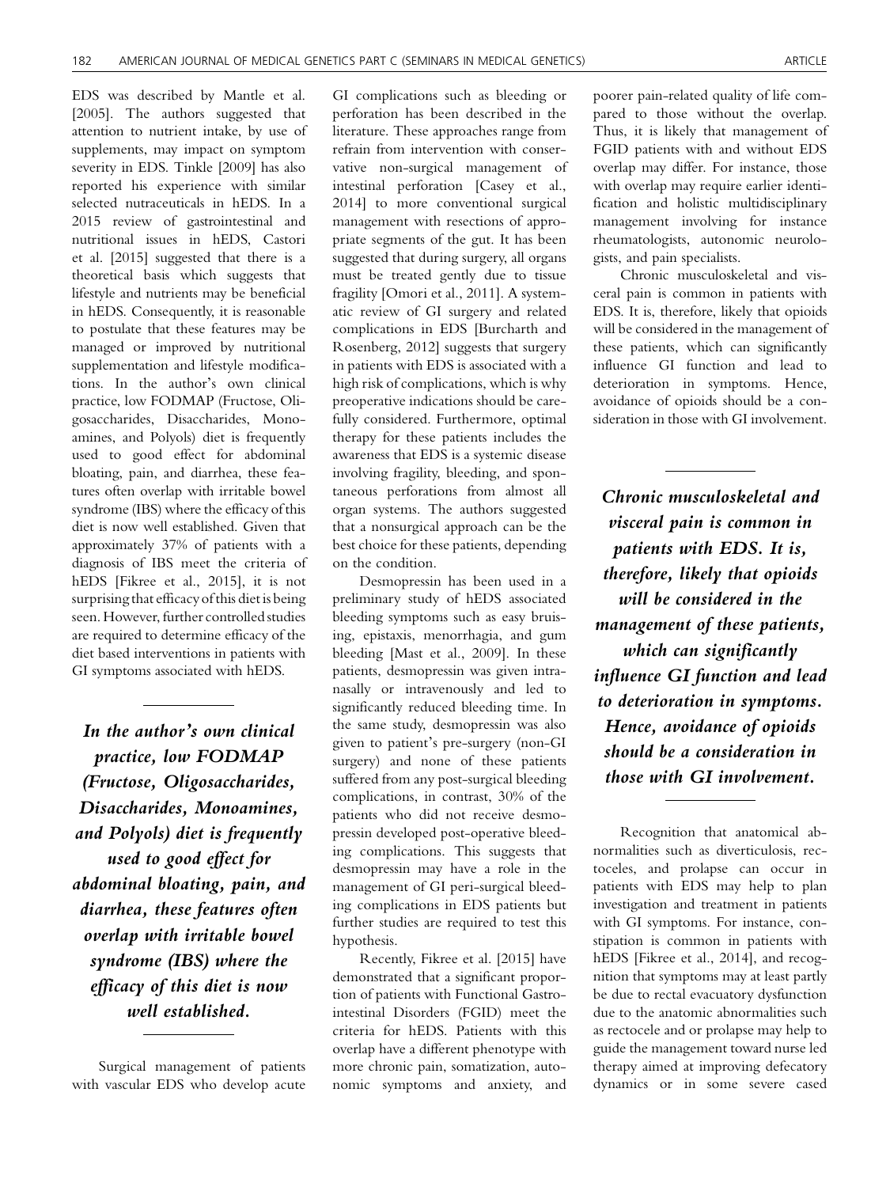EDS was described by Mantle et al. [2005]. The authors suggested that attention to nutrient intake, by use of supplements, may impact on symptom severity in EDS. Tinkle [2009] has also reported his experience with similar selected nutraceuticals in hEDS. In a 2015 review of gastrointestinal and nutritional issues in hEDS, Castori et al. [2015] suggested that there is a theoretical basis which suggests that lifestyle and nutrients may be beneficial in hEDS. Consequently, it is reasonable to postulate that these features may be managed or improved by nutritional supplementation and lifestyle modifications. In the author's own clinical practice, low FODMAP (Fructose, Oligosaccharides, Disaccharides, Monoamines, and Polyols) diet is frequently used to good effect for abdominal bloating, pain, and diarrhea, these features often overlap with irritable bowel syndrome (IBS) where the efficacy of this diet is now well established. Given that approximately 37% of patients with a diagnosis of IBS meet the criteria of hEDS [Fikree et al., 2015], it is not surprising that efficacy of this diet is being seen. However, further controlled studies are required to determine efficacy of the diet based interventions in patients with GI symptoms associated with hEDS.

> ***In the author's own clinical practice, low FODMAP (Fructose, Oligosaccharides, Disaccharides, Monoamines, and Polyols) diet is frequently used to good effect for abdominal bloating, pain, and diarrhea, these features often overlap with irritable bowel syndrome (IBS) where the efficacy of this diet is now well established.***

Surgical management of patients with vascular EDS who develop acute GI complications such as bleeding or perforation has been described in the literature. These approaches range from refrain from intervention with conservative non-surgical management of intestinal perforation [Casey et al., 2014] to more conventional surgical management with resections of appropriate segments of the gut. It has been suggested that during surgery, all organs must be treated gently due to tissue fragility [Omori et al., 2011]. A systematic review of GI surgery and related complications in EDS [Burcharth and Rosenberg, 2012] suggests that surgery in patients with EDS is associated with a high risk of complications, which is why preoperative indications should be carefully considered. Furthermore, optimal therapy for these patients includes the awareness that EDS is a systemic disease involving fragility, bleeding, and spontaneous perforations from almost all organ systems. The authors suggested that a nonsurgical approach can be the best choice for these patients, depending on the condition.

Desmopressin has been used in a preliminary study of hEDS associated bleeding symptoms such as easy bruising, epistaxis, menorrhagia, and gum bleeding [Mast et al., 2009]. In these patients, desmopressin was given intranasally or intravenously and led to significantly reduced bleeding time. In the same study, desmopressin was also given to patient's pre-surgery (non-GI surgery) and none of these patients suffered from any post-surgical bleeding complications, in contrast, 30% of the patients who did not receive desmopressin developed post-operative bleeding complications. This suggests that desmopressin may have a role in the management of GI peri-surgical bleeding complications in EDS patients but further studies are required to test this hypothesis.

Recently, Fikree et al. [2015] have demonstrated that a significant proportion of patients with Functional Gastrointestinal Disorders (FGID) meet the criteria for hEDS. Patients with this overlap have a different phenotype with more chronic pain, somatization, autonomic symptoms and anxiety, and poorer pain-related quality of life compared to those without the overlap. Thus, it is likely that management of FGID patients with and without EDS overlap may differ. For instance, those with overlap may require earlier identification and holistic multidisciplinary management involving for instance rheumatologists, autonomic neurologists, and pain specialists.

Chronic musculoskeletal and visceral pain is common in patients with EDS. It is, therefore, likely that opioids will be considered in the management of these patients, which can significantly influence GI function and lead to deterioration in symptoms. Hence, avoidance of opioids should be a consideration in those with GI involvement.

> ***Chronic musculoskeletal and visceral pain is common in patients with EDS. It is, therefore, likely that opioids will be considered in the management of these patients, which can significantly influence GI function and lead to deterioration in symptoms. Hence, avoidance of opioids should be a consideration in those with GI involvement.***

Recognition that anatomical abnormalities such as diverticulosis, rectoceles, and prolapse can occur in patients with EDS may help to plan investigation and treatment in patients with GI symptoms. For instance, constipation is common in patients with hEDS [Fikree et al., 2014], and recognition that symptoms may at least partly be due to rectal evacuatory dysfunction due to the anatomic abnormalities such as rectocele and or prolapse may help to guide the management toward nurse led therapy aimed at improving defecatory dynamics or in some severe cased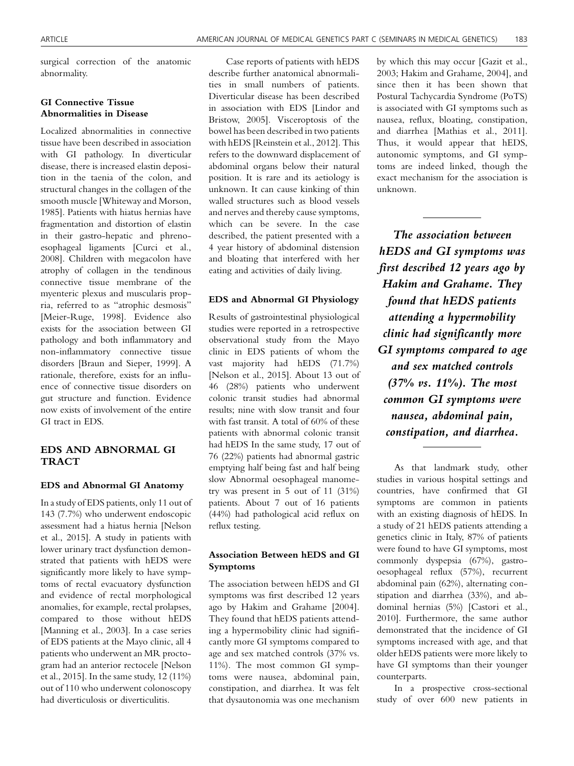surgical correction of the anatomic abnormality.

### GI Connective Tissue Abnormalities in Disease

Localized abnormalities in connective tissue have been described in association with GI pathology. In diverticular disease, there is increased elastin deposition in the taenia of the colon, and structural changes in the collagen of the smooth muscle [Whiteway and Morson, 1985]. Patients with hiatus hernias have fragmentation and distortion of elastin in their gastro-hepatic and phreno-esophageal ligaments [Curci et al., 2008]. Children with megacolon have atrophy of collagen in the tendinous connective tissue membrane of the myenteric plexus and muscularis propria, referred to as "atrophic desmosis" [Meier-Ruge, 1998]. Evidence also exists for the association between GI pathology and both inflammatory and non-inflammatory connective tissue disorders [Braun and Sieper, 1999]. A rationale, therefore, exists for an influence of connective tissue disorders on gut structure and function. Evidence now exists of involvement of the entire GI tract in EDS.

## EDS AND ABNORMAL GI TRACT

### EDS and Abnormal GI Anatomy

In a study of EDS patients, only 11 out of 143 (7.7%) who underwent endoscopic assessment had a hiatus hernia [Nelson et al., 2015]. A study in patients with lower urinary tract dysfunction demonstrated that patients with hEDS were significantly more likely to have symptoms of rectal evacuatory dysfunction and evidence of rectal morphological anomalies, for example, rectal prolapses, compared to those without hEDS [Manning et al., 2003]. In a case series of EDS patients at the Mayo clinic, all 4 patients who underwent an MR proctogram had an anterior rectocele [Nelson et al., 2015]. In the same study, 12 (11%) out of 110 who underwent colonoscopy had diverticulosis or diverticulitis.

Case reports of patients with hEDS describe further anatomical abnormalities in small numbers of patients. Diverticular disease has been described in association with EDS [Lindor and Bristow, 2005]. Visceroptosis of the bowel has been described in two patients with hEDS [Reinstein et al., 2012]. This refers to the downward displacement of abdominal organs below their natural position. It is rare and its aetiology is unknown. It can cause kinking of thin walled structures such as blood vessels and nerves and thereby cause symptoms, which can be severe. In the case described, the patient presented with a 4 year history of abdominal distension and bloating that interfered with her eating and activities of daily living.

### EDS and Abnormal GI Physiology

Results of gastrointestinal physiological studies were reported in a retrospective observational study from the Mayo clinic in EDS patients of whom the vast majority had hEDS (71.7%) [Nelson et al., 2015]. About 13 out of 46 (28%) patients who underwent colonic transit studies had abnormal results; nine with slow transit and four with fast transit. A total of 60% of these patients with abnormal colonic transit had hEDS In the same study, 17 out of 76 (22%) patients had abnormal gastric emptying half being fast and half being slow Abnormal oesophageal manometry was present in 5 out of 11 (31%) patients. About 7 out of 16 patients (44%) had pathological acid reflux on reflux testing.

### Association Between hEDS and GI Symptoms

The association between hEDS and GI symptoms was first described 12 years ago by Hakim and Grahame [2004]. They found that hEDS patients attending a hypermobility clinic had significantly more GI symptoms compared to age and sex matched controls (37% vs. 11%). The most common GI symptoms were nausea, abdominal pain, constipation, and diarrhea. It was felt that dysautonomia was one mechanism by which this may occur [Gazit et al., 2003; Hakim and Grahame, 2004], and since then it has been shown that Postural Tachycardia Syndrome (PoTS) is associated with GI symptoms such as nausea, reflux, bloating, constipation, and diarrhea [Mathias et al., 2011]. Thus, it would appear that hEDS, autonomic symptoms, and GI symptoms are indeed linked, though the exact mechanism for the association is unknown.

> ***The association between hEDS and GI symptoms was first described 12 years ago by Hakim and Grahame. They found that hEDS patients attending a hypermobility clinic had significantly more GI symptoms compared to age and sex matched controls (37% vs. 11%). The most common GI symptoms were nausea, abdominal pain, constipation, and diarrhea.***

As that landmark study, other studies in various hospital settings and countries, have confirmed that GI symptoms are common in patients with an existing diagnosis of hEDS. In a study of 21 hEDS patients attending a genetics clinic in Italy, 87% of patients were found to have GI symptoms, most commonly dyspepsia (67%), gastro-oesophageal reflux (57%), recurrent abdominal pain (62%), alternating constipation and diarrhea (33%), and abdominal hernias (5%) [Castori et al., 2010]. Furthermore, the same author demonstrated that the incidence of GI symptoms increased with age, and that older hEDS patients were more likely to have GI symptoms than their younger counterparts.

In a prospective cross-sectional study of over 600 new patients in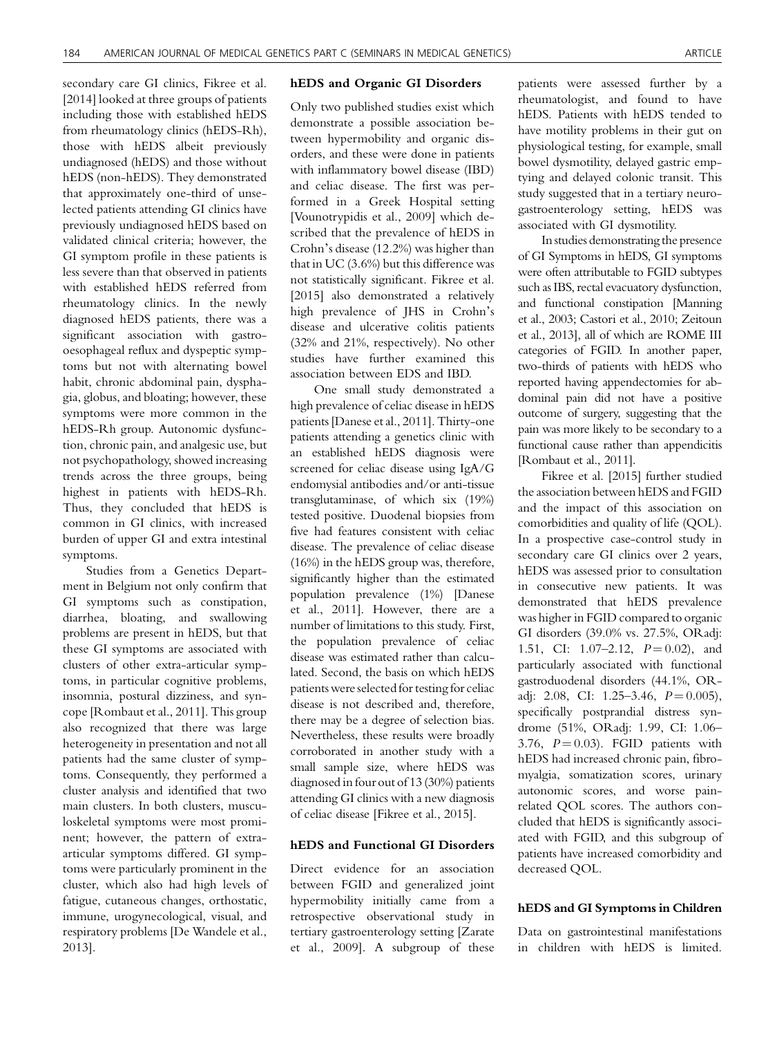secondary care GI clinics, Fikree et al. [2014] looked at three groups of patients including those with established hEDS from rheumatology clinics (hEDS-Rh), those with hEDS albeit previously undiagnosed (hEDS) and those without hEDS (non-hEDS). They demonstrated that approximately one-third of unselected patients attending GI clinics have previously undiagnosed hEDS based on validated clinical criteria; however, the GI symptom profile in these patients is less severe than that observed in patients with established hEDS referred from rheumatology clinics. In the newly diagnosed hEDS patients, there was a significant association with gastro-oesophageal reflux and dyspeptic symptoms but not with alternating bowel habit, chronic abdominal pain, dysphagia, globus, and bloating; however, these symptoms were more common in the hEDS-Rh group. Autonomic dysfunction, chronic pain, and analgesic use, but not psychopathology, showed increasing trends across the three groups, being highest in patients with hEDS-Rh. Thus, they concluded that hEDS is common in GI clinics, with increased burden of upper GI and extra intestinal symptoms.

Studies from a Genetics Department in Belgium not only confirm that GI symptoms such as constipation, diarrhea, bloating, and swallowing problems are present in hEDS, but that these GI symptoms are associated with clusters of other extra-articular symptoms, in particular cognitive problems, insomnia, postural dizziness, and syncope [Rombaut et al., 2011]. This group also recognized that there was large heterogeneity in presentation and not all patients had the same cluster of symptoms. Consequently, they performed a cluster analysis and identified that two main clusters. In both clusters, musculoskeletal symptoms were most prominent; however, the pattern of extra-articular symptoms differed. GI symptoms were particularly prominent in the cluster, which also had high levels of fatigue, cutaneous changes, orthostatic, immune, urogynecological, visual, and respiratory problems [De Wandele et al., 2013].

### hEDS and Organic GI Disorders

Only two published studies exist which demonstrate a possible association between hypermobility and organic disorders, and these were done in patients with inflammatory bowel disease (IBD) and celiac disease. The first was performed in a Greek Hospital setting [Vounotrypidis et al., 2009] which described that the prevalence of hEDS in Crohn's disease (12.2%) was higher than that in UC (3.6%) but this difference was not statistically significant. Fikree et al. [2015] also demonstrated a relatively high prevalence of JHS in Crohn's disease and ulcerative colitis patients (32% and 21%, respectively). No other studies have further examined this association between EDS and IBD.

One small study demonstrated a high prevalence of celiac disease in hEDS patients [Danese et al., 2011]. Thirty-one patients attending a genetics clinic with an established hEDS diagnosis were screened for celiac disease using IgA/G endomysial antibodies and/or anti-tissue transglutaminase, of which six (19%) tested positive. Duodenal biopsies from five had features consistent with celiac disease. The prevalence of celiac disease (16%) in the hEDS group was, therefore, significantly higher than the estimated population prevalence (1%) [Danese et al., 2011]. However, there are a number of limitations to this study. First, the population prevalence of celiac disease was estimated rather than calculated. Second, the basis on which hEDS patients were selected for testing for celiac disease is not described and, therefore, there may be a degree of selection bias. Nevertheless, these results were broadly corroborated in another study with a small sample size, where hEDS was diagnosed in four out of 13 (30%) patients attending GI clinics with a new diagnosis of celiac disease [Fikree et al., 2015].

### hEDS and Functional GI Disorders

Direct evidence for an association between FGID and generalized joint hypermobility initially came from a retrospective observational study in tertiary gastroenterology setting [Zarate et al., 2009]. A subgroup of these patients were assessed further by a rheumatologist, and found to have hEDS. Patients with hEDS tended to have motility problems in their gut on physiological testing, for example, small bowel dysmotility, delayed gastric emptying and delayed colonic transit. This study suggested that in a tertiary neurogastroenterology setting, hEDS was associated with GI dysmotility.

In studies demonstrating the presence of GI Symptoms in hEDS, GI symptoms were often attributable to FGID subtypes such as IBS, rectal evacuatory dysfunction, and functional constipation [Manning et al., 2003; Castori et al., 2010; Zeitoun et al., 2013], all of which are ROME III categories of FGID. In another paper, two-thirds of patients with hEDS who reported having appendectomies for abdominal pain did not have a positive outcome of surgery, suggesting that the pain was more likely to be secondary to a functional cause rather than appendicitis [Rombaut et al., 2011].

Fikree et al. [2015] further studied the association between hEDS and FGID and the impact of this association on comorbidities and quality of life (QOL). In a prospective case-control study in secondary care GI clinics over 2 years, hEDS was assessed prior to consultation in consecutive new patients. It was demonstrated that hEDS prevalence was higher in FGID compared to organic GI disorders (39.0% vs. 27.5%, ORadj: 1.51, CI: 1.07–2.12, $P = 0.02$), and particularly associated with functional gastroduodenal disorders (44.1%, ORadj: 2.08, CI: 1.25–3.46, $P = 0.005$), specifically postprandial distress syndrome (51%, ORadj: 1.99, CI: 1.06–3.76, $P = 0.03$). FGID patients with hEDS had increased chronic pain, fibromyalgia, somatization scores, urinary autonomic scores, and worse pain-related QOL scores. The authors concluded that hEDS is significantly associated with FGID, and this subgroup of patients have increased comorbidity and decreased QOL.

### hEDS and GI Symptoms in Children

Data on gastrointestinal manifestations in children with hEDS is limited.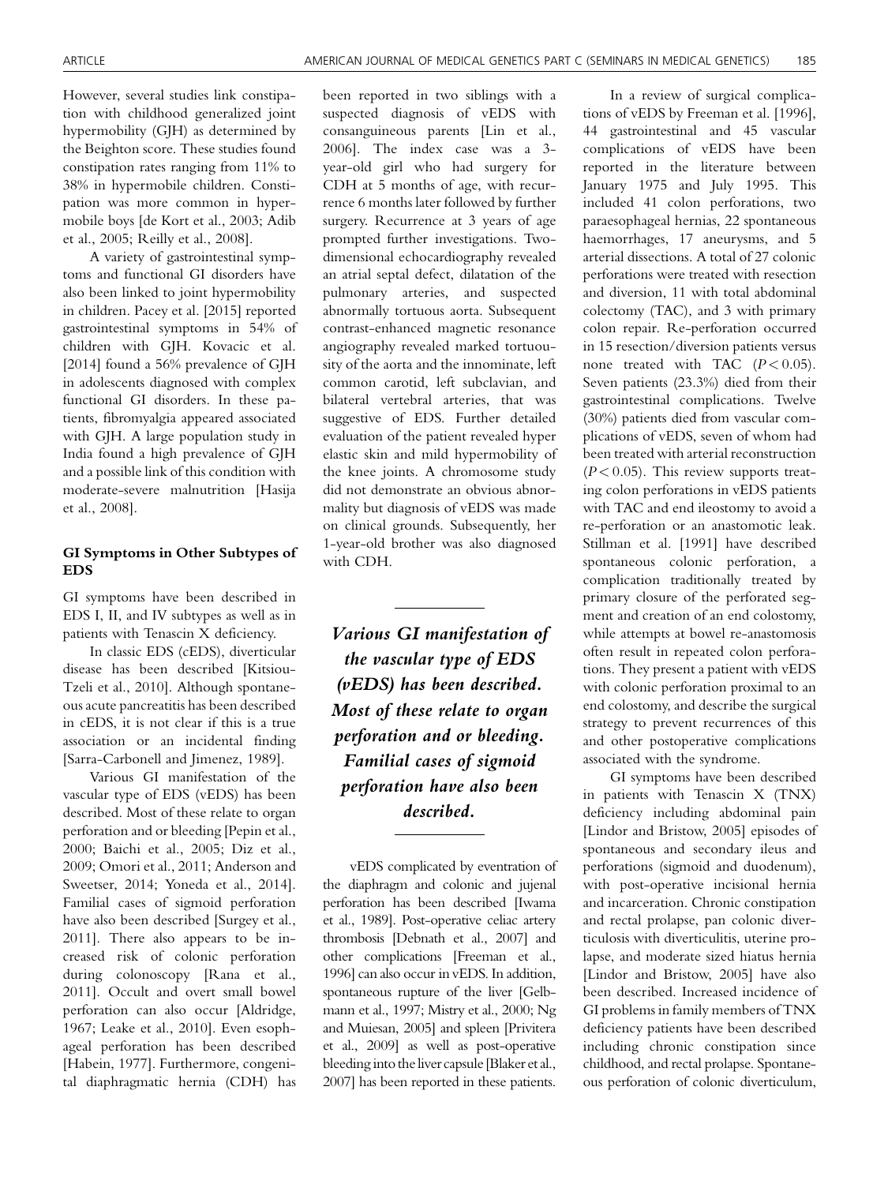However, several studies link constipation with childhood generalized joint hypermobility (GJH) as determined by the Beighton score. These studies found constipation rates ranging from 11% to 38% in hypermobile children. Constipation was more common in hypermobile boys [de Kort et al., 2003; Adib et al., 2005; Reilly et al., 2008].

A variety of gastrointestinal symptoms and functional GI disorders have also been linked to joint hypermobility in children. Pacey et al. [2015] reported gastrointestinal symptoms in 54% of children with GJH. Kovacic et al. [2014] found a 56% prevalence of GJH in adolescents diagnosed with complex functional GI disorders. In these patients, fibromyalgia appeared associated with GJH. A large population study in India found a high prevalence of GJH and a possible link of this condition with moderate-severe malnutrition [Hasija et al., 2008].

### GI Symptoms in Other Subtypes of EDS

GI symptoms have been described in EDS I, II, and IV subtypes as well as in patients with Tenascin X deficiency.

In classic EDS (cEDS), diverticular disease has been described [Kitsiou-Tzeli et al., 2010]. Although spontaneous acute pancreatitis has been described in cEDS, it is not clear if this is a true association or an incidental finding [Sarra-Carbonell and Jimenez, 1989].

Various GI manifestation of the vascular type of EDS (vEDS) has been described. Most of these relate to organ perforation and or bleeding [Pepin et al., 2000; Baichi et al., 2005; Diz et al., 2009; Omori et al., 2011; Anderson and Sweetser, 2014; Yoneda et al., 2014]. Familial cases of sigmoid perforation have also been described [Surgey et al., 2011]. There also appears to be increased risk of colonic perforation during colonoscopy [Rana et al., 2011]. Occult and overt small bowel perforation can also occur [Aldridge, 1967; Leake et al., 2010]. Even esophageal perforation has been described [Habein, 1977]. Furthermore, congenital diaphragmatic hernia (CDH) has been reported in two siblings with a suspected diagnosis of vEDS with consanguineous parents [Lin et al., 2006]. The index case was a 3-year-old girl who had surgery for CDH at 5 months of age, with recurrence 6 months later followed by further surgery. Recurrence at 3 years of age prompted further investigations. Two-dimensional echocardiography revealed an atrial septal defect, dilatation of the pulmonary arteries, and suspected abnormally tortuous aorta. Subsequent contrast-enhanced magnetic resonance angiography revealed marked tortuousity of the aorta and the innominate, left common carotid, left subclavian, and bilateral vertebral arteries, that was suggestive of EDS. Further detailed evaluation of the patient revealed hyper elastic skin and mild hypermobility of the knee joints. A chromosome study did not demonstrate an obvious abnormality but diagnosis of vEDS was made on clinical grounds. Subsequently, her 1-year-old brother was also diagnosed with CDH.

> ***Various GI manifestation of the vascular type of EDS (vEDS) has been described. Most of these relate to organ perforation and or bleeding. Familial cases of sigmoid perforation have also been described.***

vEDS complicated by eventration of the diaphragm and colonic and jujenal perforation has been described [Iwama et al., 1989]. Post-operative celiac artery thrombosis [Debnath et al., 2007] and other complications [Freeman et al., 1996] can also occur in vEDS. In addition, spontaneous rupture of the liver [Gelbmann et al., 1997; Mistry et al., 2000; Ng and Muiesan, 2005] and spleen [Privitera et al., 2009] as well as post-operative bleeding into the liver capsule [Blaker et al., 2007] has been reported in these patients.

In a review of surgical complications of vEDS by Freeman et al. [1996], 44 gastrointestinal and 45 vascular complications of vEDS have been reported in the literature between January 1975 and July 1995. This included 41 colon perforations, two paraesophageal hernias, 22 spontaneous haemorrhages, 17 aneurysms, and 5 arterial dissections. A total of 27 colonic perforations were treated with resection and diversion, 11 with total abdominal colectomy (TAC), and 3 with primary colon repair. Re-perforation occurred in 15 resection/diversion patients versus none treated with TAC ($P < 0.05$). Seven patients (23.3%) died from their gastrointestinal complications. Twelve (30%) patients died from vascular complications of vEDS, seven of whom had been treated with arterial reconstruction ($P < 0.05$). This review supports treating colon perforations in vEDS patients with TAC and end ileostomy to avoid a re-perforation or an anastomotic leak. Stillman et al. [1991] have described spontaneous colonic perforation, a complication traditionally treated by primary closure of the perforated segment and creation of an end colostomy, while attempts at bowel re-anastomosis often result in repeated colon perforations. They present a patient with vEDS with colonic perforation proximal to an end colostomy, and describe the surgical strategy to prevent recurrences of this and other postoperative complications associated with the syndrome.

GI symptoms have been described in patients with Tenascin X (TNX) deficiency including abdominal pain [Lindor and Bristow, 2005] episodes of spontaneous and secondary ileus and perforations (sigmoid and duodenum), with post-operative incisional hernia and incarceration. Chronic constipation and rectal prolapse, pan colonic diverticulosis with diverticulitis, uterine prolapse, and moderate sized hiatus hernia [Lindor and Bristow, 2005] have also been described. Increased incidence of GI problems in family members of TNX deficiency patients have been described including chronic constipation since childhood, and rectal prolapse. Spontaneous perforation of colonic diverticulum,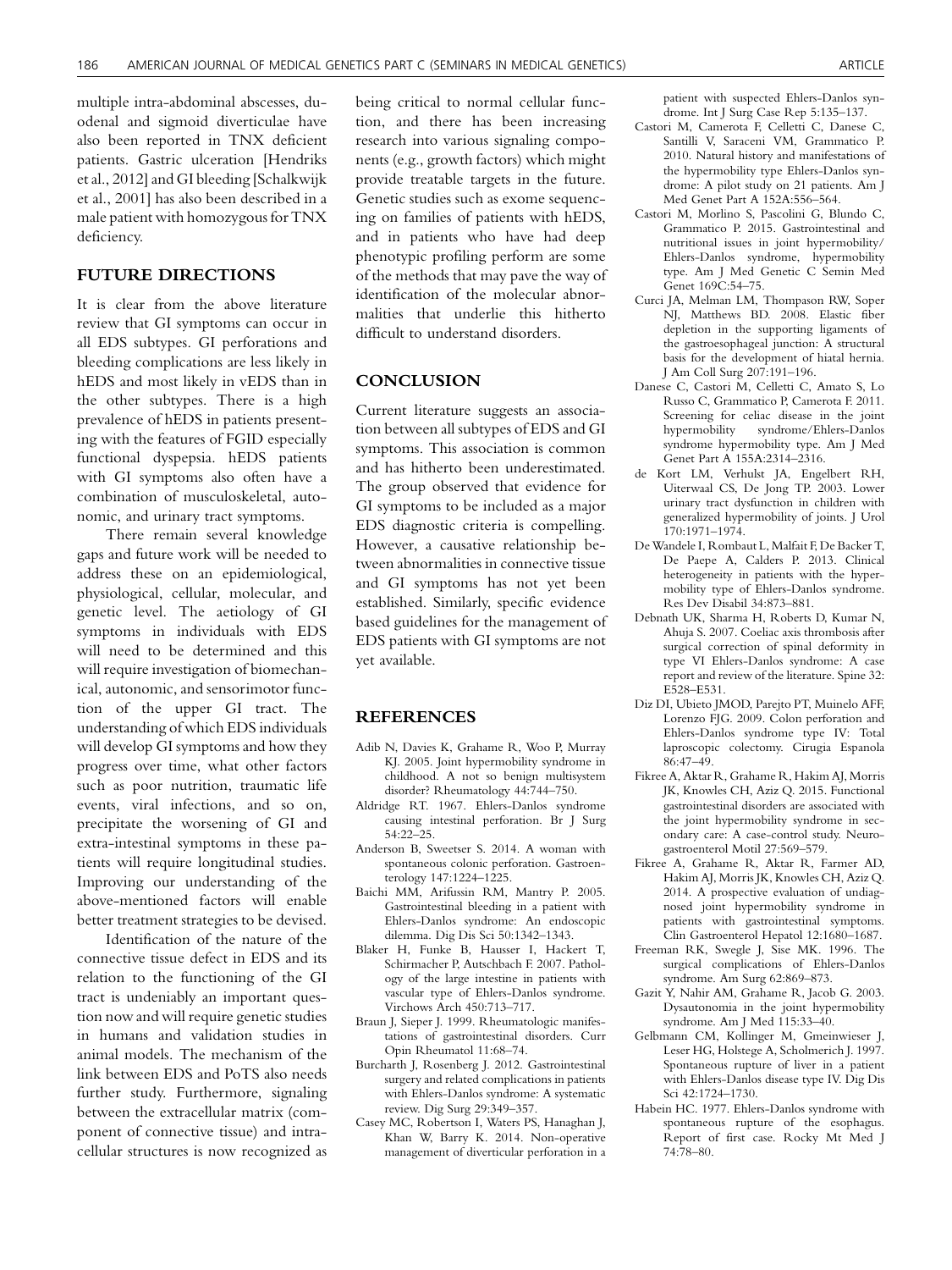multiple intra-abdominal abscesses, duodenal and sigmoid diverticulae have also been reported in TNX deficient patients. Gastric ulceration [Hendriks et al., 2012] and GI bleeding [Schalkwijk et al., 2001] has also been described in a male patient with homozygous for TNX deficiency.

## FUTURE DIRECTIONS

It is clear from the above literature review that GI symptoms can occur in all EDS subtypes. GI perforations and bleeding complications are less likely in hEDS and most likely in vEDS than in the other subtypes. There is a high prevalence of hEDS in patients presenting with the features of FGID especially functional dyspepsia. hEDS patients with GI symptoms also often have a combination of musculoskeletal, autonomic, and urinary tract symptoms.

There remain several knowledge gaps and future work will be needed to address these on an epidemiological, physiological, cellular, molecular, and genetic level. The aetiology of GI symptoms in individuals with EDS will need to be determined and this will require investigation of biomechanical, autonomic, and sensorimotor function of the upper GI tract. The understanding of which EDS individuals will develop GI symptoms and how they progress over time, what other factors such as poor nutrition, traumatic life events, viral infections, and so on, precipitate the worsening of GI and extra-intestinal symptoms in these patients will require longitudinal studies. Improving our understanding of the above-mentioned factors will enable better treatment strategies to be devised.

Identification of the nature of the connective tissue defect in EDS and its relation to the functioning of the GI tract is undeniably an important question now and will require genetic studies in humans and validation studies in animal models. The mechanism of the link between EDS and PoTS also needs further study. Furthermore, signaling between the extracellular matrix (component of connective tissue) and intracellular structures is now recognized as being critical to normal cellular function, and there has been increasing research into various signaling components (e.g., growth factors) which might provide treatable targets in the future. Genetic studies such as exome sequencing on families of patients with hEDS, and in patients who have had deep phenotypic profiling perform are some of the methods that may pave the way of identification of the molecular abnormalities that underlie this hitherto difficult to understand disorders.

## CONCLUSION

Current literature suggests an association between all subtypes of EDS and GI symptoms. This association is common and has hitherto been underestimated. The group observed that evidence for GI symptoms to be included as a major EDS diagnostic criteria is compelling. However, a causative relationship between abnormalities in connective tissue and GI symptoms has not yet been established. Similarly, specific evidence based guidelines for the management of EDS patients with GI symptoms are not yet available.

## REFERENCES

Adib N, Davies K, Grahame R, Woo P, Murray KJ. 2005. Joint hypermobility syndrome in childhood. A not so benign multisystem disorder? Rheumatology 44:744–750.

Aldridge RT. 1967. Ehlers-Danlos syndrome causing intestinal perforation. Br J Surg 54:22–25.

Anderson B, Sweetser S. 2014. A woman with spontaneous colonic perforation. Gastroenterology 147:1224–1225.

Baichi MM, Arifussin RM, Mantry P. 2005. Gastrointestinal bleeding in a patient with Ehlers-Danlos syndrome: An endoscopic dilemma. Dig Dis Sci 50:1342–1343.

Blaker H, Funke B, Hausser I, Hackert T, Schirmacher P, Autschbach F. 2007. Pathology of the large intestine in patients with vascular type of Ehlers-Danlos syndrome. Virchows Arch 450:713–717.

Braun J, Sieper J. 1999. Rheumatologic manifestations of gastrointestinal disorders. Curr Opin Rheumatol 11:68–74.

Burcharth J, Rosenberg J. 2012. Gastrointestinal surgery and related complications in patients with Ehlers-Danlos syndrome: A systematic review. Dig Surg 29:349–357.

Casey MC, Robertson I, Waters PS, Hanaghan J, Khan W, Barry K. 2014. Non-operative management of diverticular perforation in a patient with suspected Ehlers-Danlos syndrome. Int J Surg Case Rep 5:135–137.

Castori M, Camerota F, Celletti C, Danese C, Santilli V, Saraceni VM, Grammatico P. 2010. Natural history and manifestations of the hypermobility type Ehlers-Danlos syndrome: A pilot study on 21 patients. Am J Med Genet Part A 152A:556–564.

Castori M, Morlino S, Pascolini G, Blundo C, Grammatico P. 2015. Gastrointestinal and nutritional issues in joint hypermobility/Ehlers-Danlos syndrome, hypermobility type. Am J Med Genetic C Semin Med Genet 169C:54–75.

Curci JA, Melman LM, Thompason RW, Soper NJ, Matthews BD. 2008. Elastic fiber depletion in the supporting ligaments of the gastroesophageal junction: A structural basis for the development of hiatal hernia. J Am Coll Surg 207:191–196.

Danese C, Castori M, Celletti C, Amato S, Lo Russo C, Grammatico P, Camerota F. 2011. Screening for celiac disease in the joint hypermobility syndrome/Ehlers-Danlos syndrome hypermobility type. Am J Med Genet Part A 155A:2314–2316.

de Kort LM, Verhulst JA, Engelbert RH, Uiterwaal CS, De Jong TP. 2003. Lower urinary tract dysfunction in children with generalized hypermobility of joints. J Urol 170:1971–1974.

De Wandele I, Rombaut L, Malfait F, De Backer T, De Paepe A, Calders P. 2013. Clinical heterogeneity in patients with the hypermobility type of Ehlers-Danlos syndrome. Res Dev Disabil 34:873–881.

Debnath UK, Sharma H, Roberts D, Kumar N, Ahuja S. 2007. Coeliac axis thrombosis after surgical correction of spinal deformity in type VI Ehlers-Danlos syndrome: A case report and review of the literature. Spine 32: E528–E531.

Diz DI, Ubieto JMOD, Parejto PT, Muinelo AFF, Lorenzo FJG. 2009. Colon perforation and Ehlers-Danlos syndrome type IV: Total laproscopic colectomy. Cirugia Espanola 86:47–49.

Fikree A, Aktar R, Grahame R, Hakim AJ, Morris JK, Knowles CH, Aziz Q. 2015. Functional gastrointestinal disorders are associated with the joint hypermobility syndrome in secondary care: A case-control study. Neurogastroenterol Motil 27:569–579.

Fikree A, Grahame R, Aktar R, Farmer AD, Hakim AJ, Morris JK, Knowles CH, Aziz Q. 2014. A prospective evaluation of undiagnosed joint hypermobility syndrome in patients with gastrointestinal symptoms. Clin Gastroenterol Hepatol 12:1680–1687.

Freeman RK, Swegle J, Sise MK. 1996. The surgical complications of Ehlers-Danlos syndrome. Am Surg 62:869–873.

Gazit Y, Nahir AM, Grahame R, Jacob G. 2003. Dysautonomia in the joint hypermobility syndrome. Am J Med 115:33–40.

Gelbmann CM, Kollinger M, Gmeinwieser J, Leser HG, Holstege A, Scholmerich J. 1997. Spontaneous rupture of liver in a patient with Ehlers-Danlos disease type IV. Dig Dis Sci 42:1724–1730.

Habein HC. 1977. Ehlers-Danlos syndrome with spontaneous rupture of the esophagus. Report of first case. Rocky Mt Med J 74:78–80.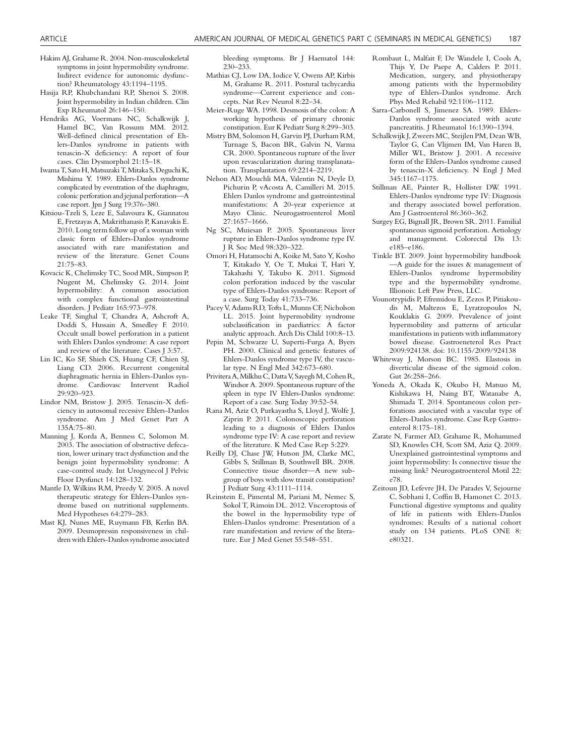Hakim AJ, Grahame R. 2004. Non-musculoskeletal symptoms in joint hypermobility syndrome. Indirect evidence for autonomic dysfunction? Rheumatology 43:1194–1195.

Hasija RP, Khubchandani RP, Shenoi S. 2008. Joint hypermobility in Indian children. Clin Exp Rheumatol 26:146–150.

Hendriks AG, Voermans NC, Schalkwijk J, Hamel BC, Van Rossum MM. 2012. Well-defined clinical presentation of Ehlers-Danlos syndrome in patients with tenascin-X deficiency: A report of four cases. Clin Dysmorphol 21:15–18.

Iwama T, Sato H, Matsuzaki T, Mitaka S, Deguchi K, Mishima Y. 1989. Ehlers-Danlos syndrome complicated by eventration of the diaphragm, colonic perforation and jejunal perforation—A case report. Jpn J Surg 19:376–380.

Kitsiou-Tzeli S, Leze E, Salavoura K, Giannatou E, Fretzayas A, Makrithanasis P, Kanavakis E. 2010. Long term follow up of a woman with classic form of Ehlers-Danlos syndrome associated with rare manifestation and review of the literature. Genet Couns 21:75–83.

Kovacic K, Chelimsky TC, Sood MR, Simpson P, Nugent M, Chelimsky G. 2014. Joint hypermobility: A common association with complex functional gastrointestinal disorders. J Pediatr 165:973–978.

Leake TF, Singhal T, Chandra A, Ashcroft A, Doddi S, Hussain A, Smedley F. 2010. Occult small bowel perforation in a patient with Ehlers Danlos syndrome: A case report and review of the literature. Cases J 3:57.

Lin IC, Ko SF, Shieh CS, Huang CF, Chien SJ, Liang CD. 2006. Recurrent congenital diaphragmatic hernia in Ehlers-Danlos syndrome. Cardiovasc Intervent Radiol 29:920–923.

Lindor NM, Bristow J. 2005. Tenascin-X deficiency in autosomal recessive Ehlers-Danlos syndrome. Am J Med Genet Part A 135A:75–80.

Manning J, Korda A, Benness C, Solomon M. 2003. The association of obstructive defecation, lower urinary tract dysfunction and the benign joint hypermobility syndrome: A case-control study. Int Urogynecol J Pelvic Floor Dysfunct 14:128–132.

Mantle D, Wilkins RM, Preedy V. 2005. A novel therapeutic strategy for Ehlers-Danlos syndrome based on nutritional supplements. Med Hypotheses 64:279–283.

Mast KJ, Nunes ME, Ruymann FB, Kerlin BA. 2009. Desmopressin responsiveness in children with Ehlers-Danlos syndrome associated bleeding symptoms. Br J Haematol 144: 230–233.

Mathias CJ, Low DA, Iodice V, Owens AP, Kirbis M, Grahame R. 2011. Postural tachycardia syndrome—Current experience and concepts. Nat Rev Neurol 8:22–34.

Meier-Ruge WA. 1998. Desmosis of the colon: A working hypothesis of primary chronic constipation. Eur K Pediatr Surg 8:299–303.

Mistry BM, Solomon H, Garvin PJ, Durham RM, Turnage S, Bacon BR, Galvin N, Varma CR. 2000. Spontaneous rupture of the liver upon revascularization during transplanatation. Transplantation 69:2214–2219.

Nelson AD, Mouchli MA, Valentin N, Deyle D, Pichurin P, vAcosta A, Camilleri M. 2015. Ehlers Danlos syndrome and gastrointestinal manifestations: A 20-year experience at Mayo Clinic. Neurogastroenterol Motil 27:1657–1666.

Ng SC, Muiesan P. 2005. Spontaneous liver rupture in Ehlers-Danlos syndrome type IV. J R Soc Med 98:320–322.

Omori H, Hatamochi A, Koike M, Sato Y, Kosho T, Kitakado Y, Oe T, Mukai T, Hari Y, Takahashi Y, Takubo K. 2011. Sigmoid colon perforation induced by the vascular type of Ehlers-Danlos syndrome: Report of a case. Surg Today 41:733–736.

Pacey V, Adams RD, Tofts L, Munns CF, Nicholson LL. 2015. Joint hypermobility syndrome subclassification in paediatrics: A factor analytic approach. Arch Dis Child 100:8–13.

Pepin M, Schwarze U, Superti-Furga A, Byers PH. 2000. Clinical and genetic features of Ehlers-Danlos syndrome type IV, the vascular type. N Engl Med 342:673–680.

Privitera A, Milkhu C, Datta V, Sayegh M, Cohen R, Windsor A. 2009. Spontaneous rupture of the spleen in type IV Ehlers-Danlos syndrome: Report of a case. Surg Today 39:52–54.

Rana M, Aziz O, Purkayastha S, Lloyd J, Wolfe J, Ziprin P. 2011. Colonoscopic perforation leading to a diagnosis of Ehlers Danlos syndrome type IV: A case report and review of the literature. K Med Case Rep 5:229.

Reilly DJ, Chase JW, Hutson JM, Clarke MC, Gibbs S, Stillman B, Southwell BR. 2008. Connective tissue disorder—A new subgroup of boys with slow transit constipation? J Pediatr Surg 43:1111–1114.

Reinstein E, Pimental M, Pariani M, Nemec S, Sokol T, Rimoin DL. 2012. Visceroptosis of the bowel in the hypermobility type of Ehlers-Danlos syndrome: Presentation of a rare manifestation and review of the literature. Eur J Med Genet 55:548–551.

Rombaut L, Malfait F, De Wandele I, Cools A, Thijs Y, De Paepe A, Calders P. 2011. Medication, surgery, and physiotherapy among patients with the hypermobility type of Ehlers-Danlos syndrome. Arch Phys Med Rehabil 92:1106–1112.

Sarra-Carbonell S, Jimenez SA. 1989. Ehlers-Danlos syndrome associated with acute pancreatitis. J Rheumatol 16:1390–1394.

Schalkwijk J, Zweers MC, Steijlen PM, Dean WB, Taylor G, Can Vlijmen IM, Van Haren B, Miller WL, Bristow J. 2001. A recessive form of the Ehlers-Danlos syndrome caused by tenascin-X deficiency. N Engl J Med 345:1167–1175.

Stillman AE, Painter R, Hollister DW. 1991. Ehlers-Danlos syndrome type IV: Diagnosis and therapy associated bowel perforation. Am J Gastroenterol 86:360–362.

Surgey EG, Bignall JR, Brown SR. 2011. Familial spontaneous sigmoid perforation. Aetiology and management. Colorectal Dis 13: e185–e186.

Tinkle BT. 2009. Joint hypermobility handbook —A guide for the issues & management of Ehlers-Danlos syndrome hypermobility type and the hypermobility syndrome. Illionois: Left Paw Press, LLC.

Vounotrypidis P, Efremidou E, Zezos P, Pitiakoudis M, Maltezos E, Lyratzopoulos N, Kouklakis G. 2009. Prevalence of joint hypermobility and patterns of articular manifestations in patients with inflammatory bowel disease. Gastroeneterol Res Pract 2009:924138. doi: 10.1155/2009/924138

Whiteway J, Morson BC. 1985. Elastosis in diverticular disease of the sigmoid colon. Gut 26:258–266.

Yoneda A, Okada K, Okubo H, Matsuo M, Kishikawa H, Naing BT, Watanabe A, Shimada T. 2014. Spontaneous colon perforations associated with a vascular type of Ehlers-Danlos syndrome. Case Rep Gastroenterol 8:175–181.

Zarate N, Farmer AD, Grahame R, Mohammed SD, Knowles CH, Scott SM, Aziz Q. 2009. Unexplained gastrointestinal symptoms and joint hypermobility: Is connective tissue the missing link? Neurogastroenterol Motil 22: e78.

Zeitoun JD, Lefevre JH, De Parades V, Sejourne C, Sobhani I, Coffin B, Hamonet C. 2013. Functional digestive symptoms and quality of life in patients with Ehlers-Danlos syndromes: Results of a national cohort study on 134 patients. PLoS ONE 8: e80321.